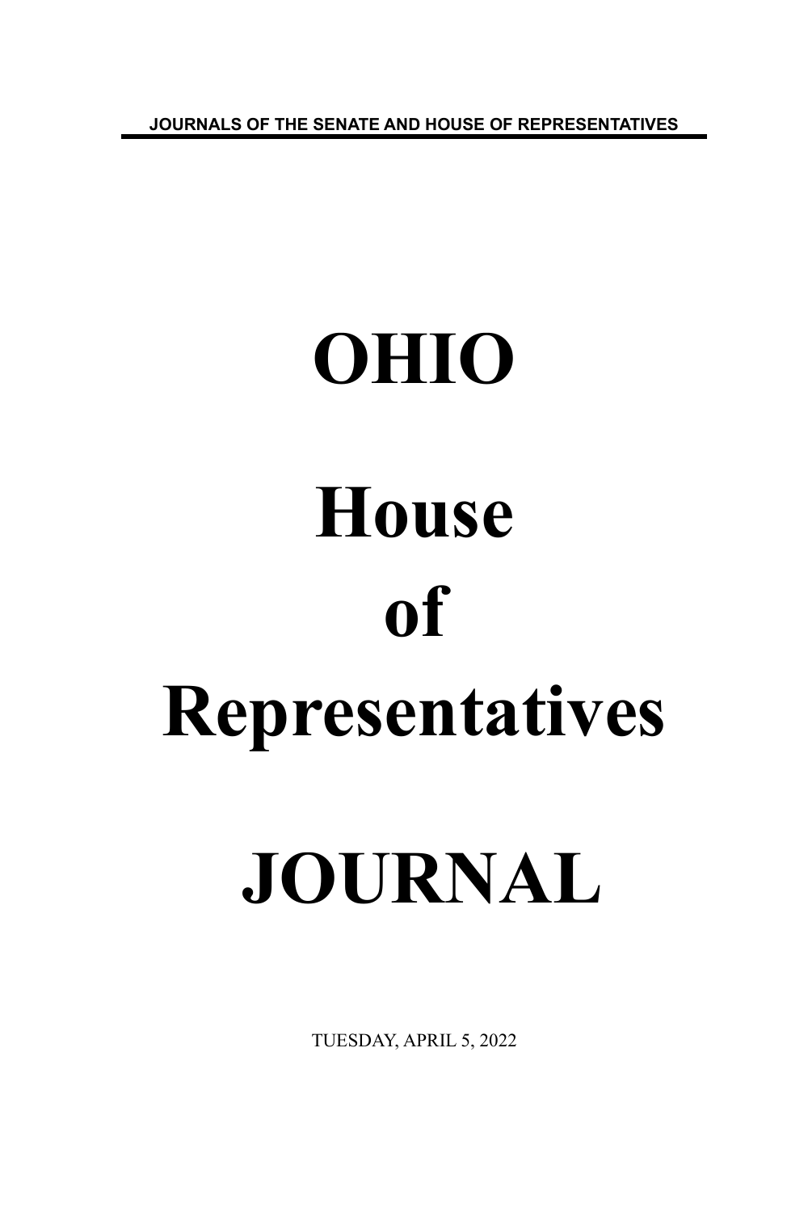JOURNALS OF THE SENATE AND HOUSE OF REPRESENTATIVES

# OHIO

# House

# of

# Representatives

# JOURNAL

TUESDAY, APRIL 5, 2022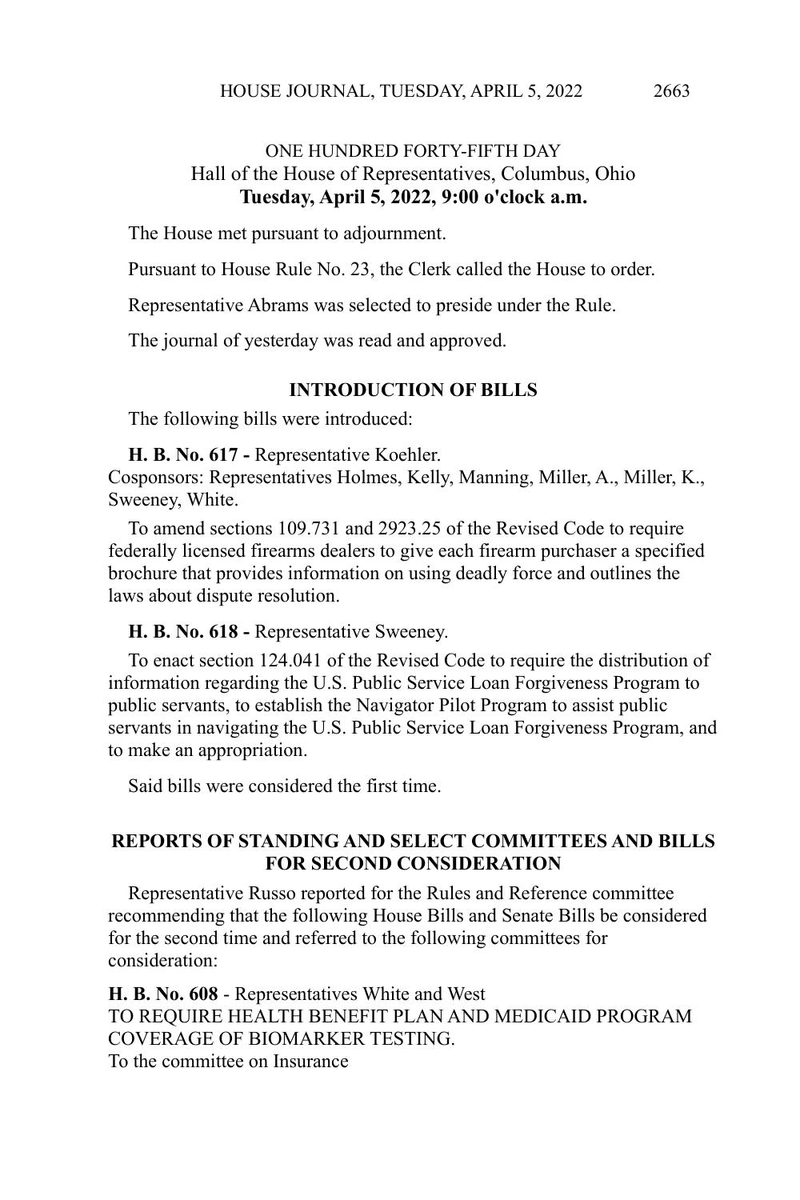ONE HUNDRED FORTY-FIFTH DAY
Hall of the House of Representatives, Columbus, Ohio
**Tuesday, April 5, 2022, 9:00 o'clock a.m.**

The House met pursuant to adjournment.

Pursuant to House Rule No. 23, the Clerk called the House to order.

Representative Abrams was selected to preside under the Rule.

The journal of yesterday was read and approved.

## INTRODUCTION OF BILLS

The following bills were introduced:

**H. B. No. 617 -** Representative Koehler.
Cosponsors: Representatives Holmes, Kelly, Manning, Miller, A., Miller, K., Sweeney, White.

To amend sections 109.731 and 2923.25 of the Revised Code to require federally licensed firearms dealers to give each firearm purchaser a specified brochure that provides information on using deadly force and outlines the laws about dispute resolution.

**H. B. No. 618 -** Representative Sweeney.

To enact section 124.041 of the Revised Code to require the distribution of information regarding the U.S. Public Service Loan Forgiveness Program to public servants, to establish the Navigator Pilot Program to assist public servants in navigating the U.S. Public Service Loan Forgiveness Program, and to make an appropriation.

Said bills were considered the first time.

## REPORTS OF STANDING AND SELECT COMMITTEES AND BILLS FOR SECOND CONSIDERATION

Representative Russo reported for the Rules and Reference committee recommending that the following House Bills and Senate Bills be considered for the second time and referred to the following committees for consideration:

**H. B. No. 608** - Representatives White and West
TO REQUIRE HEALTH BENEFIT PLAN AND MEDICAID PROGRAM COVERAGE OF BIOMARKER TESTING.
To the committee on Insurance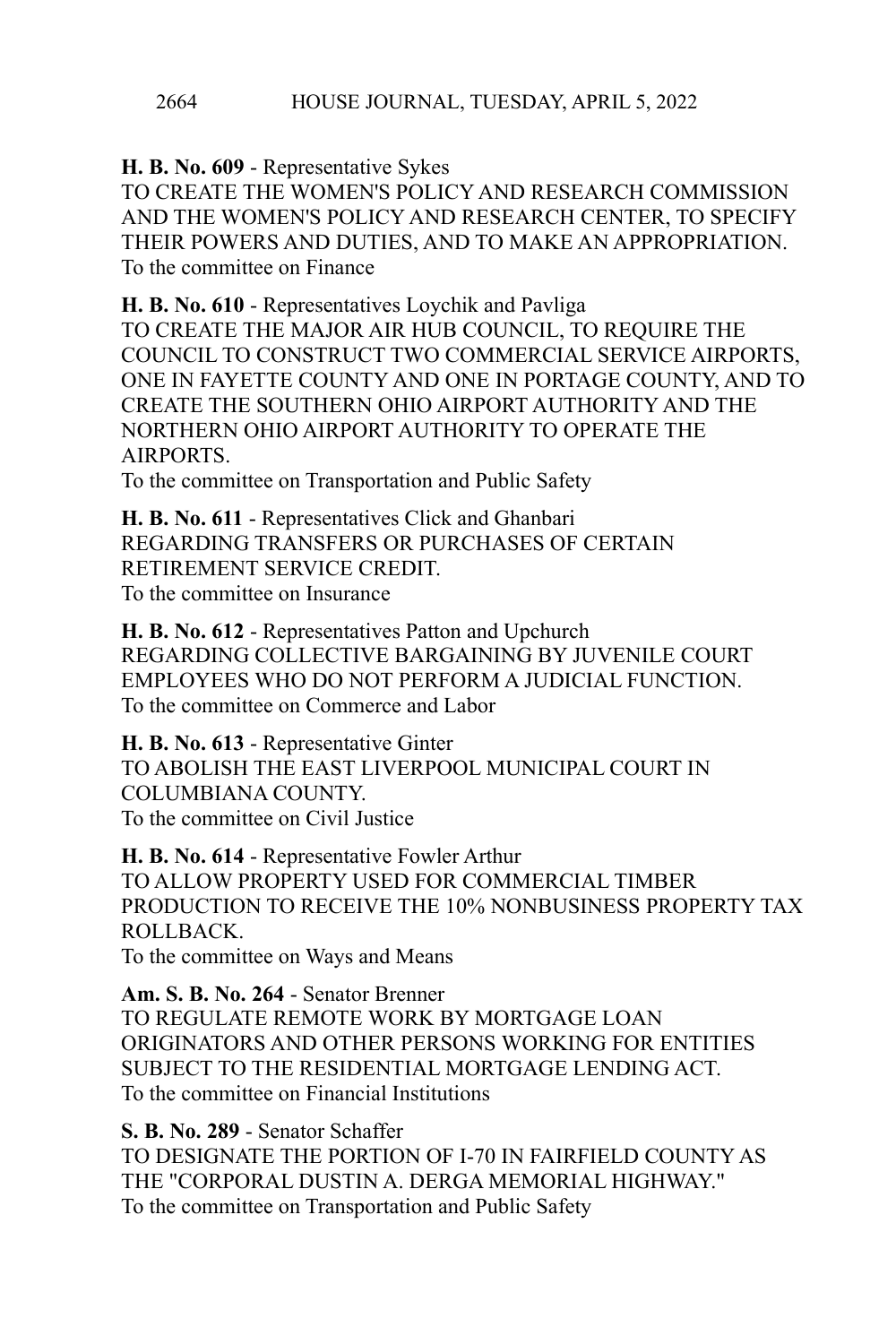**H. B. No. 609** - Representative Sykes
TO CREATE THE WOMEN'S POLICY AND RESEARCH COMMISSION AND THE WOMEN'S POLICY AND RESEARCH CENTER, TO SPECIFY THEIR POWERS AND DUTIES, AND TO MAKE AN APPROPRIATION.
To the committee on Finance

**H. B. No. 610** - Representatives Loychik and Pavliga
TO CREATE THE MAJOR AIR HUB COUNCIL, TO REQUIRE THE COUNCIL TO CONSTRUCT TWO COMMERCIAL SERVICE AIRPORTS, ONE IN FAYETTE COUNTY AND ONE IN PORTAGE COUNTY, AND TO CREATE THE SOUTHERN OHIO AIRPORT AUTHORITY AND THE NORTHERN OHIO AIRPORT AUTHORITY TO OPERATE THE AIRPORTS.
To the committee on Transportation and Public Safety

**H. B. No. 611** - Representatives Click and Ghanbari
REGARDING TRANSFERS OR PURCHASES OF CERTAIN RETIREMENT SERVICE CREDIT.
To the committee on Insurance

**H. B. No. 612** - Representatives Patton and Upchurch
REGARDING COLLECTIVE BARGAINING BY JUVENILE COURT EMPLOYEES WHO DO NOT PERFORM A JUDICIAL FUNCTION.
To the committee on Commerce and Labor

**H. B. No. 613** - Representative Ginter
TO ABOLISH THE EAST LIVERPOOL MUNICIPAL COURT IN COLUMBIANA COUNTY.
To the committee on Civil Justice

**H. B. No. 614** - Representative Fowler Arthur
TO ALLOW PROPERTY USED FOR COMMERCIAL TIMBER PRODUCTION TO RECEIVE THE 10% NONBUSINESS PROPERTY TAX ROLLBACK.
To the committee on Ways and Means

**Am. S. B. No. 264** - Senator Brenner
TO REGULATE REMOTE WORK BY MORTGAGE LOAN ORIGINATORS AND OTHER PERSONS WORKING FOR ENTITIES SUBJECT TO THE RESIDENTIAL MORTGAGE LENDING ACT.
To the committee on Financial Institutions

**S. B. No. 289** - Senator Schaffer
TO DESIGNATE THE PORTION OF I-70 IN FAIRFIELD COUNTY AS THE "CORPORAL DUSTIN A. DERGA MEMORIAL HIGHWAY."
To the committee on Transportation and Public Safety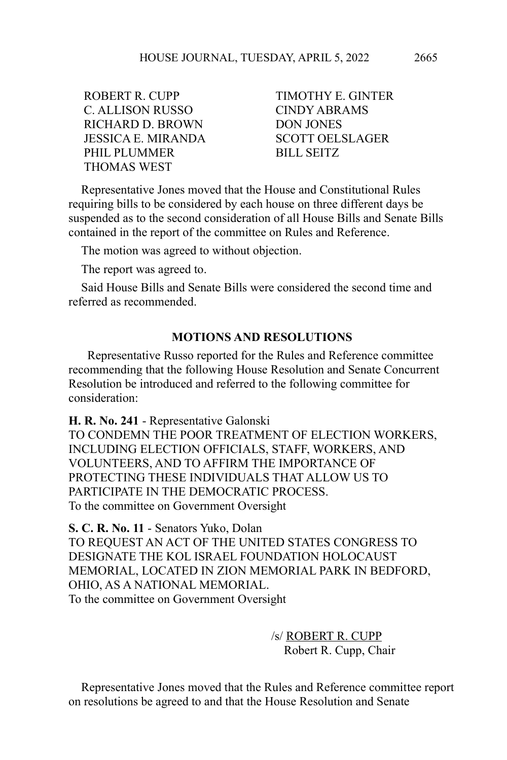ROBERT R. CUPP
C. ALLISON RUSSO
RICHARD D. BROWN
JESSICA E. MIRANDA
PHIL PLUMMER
THOMAS WEST
TIMOTHY E. GINTER
CINDY ABRAMS
DON JONES
SCOTT OELSLAGER
BILL SEITZ

Representative Jones moved that the House and Constitutional Rules requiring bills to be considered by each house on three different days be suspended as to the second consideration of all House Bills and Senate Bills contained in the report of the committee on Rules and Reference.

The motion was agreed to without objection.

The report was agreed to.

Said House Bills and Senate Bills were considered the second time and referred as recommended.

## MOTIONS AND RESOLUTIONS

Representative Russo reported for the Rules and Reference committee recommending that the following House Resolution and Senate Concurrent Resolution be introduced and referred to the following committee for consideration:

**H. R. No. 241** - Representative Galonski
TO CONDEMN THE POOR TREATMENT OF ELECTION WORKERS, INCLUDING ELECTION OFFICIALS, STAFF, WORKERS, AND VOLUNTEERS, AND TO AFFIRM THE IMPORTANCE OF PROTECTING THESE INDIVIDUALS THAT ALLOW US TO PARTICIPATE IN THE DEMOCRATIC PROCESS.
To the committee on Government Oversight

**S. C. R. No. 11** - Senators Yuko, Dolan
TO REQUEST AN ACT OF THE UNITED STATES CONGRESS TO DESIGNATE THE KOL ISRAEL FOUNDATION HOLOCAUST MEMORIAL, LOCATED IN ZION MEMORIAL PARK IN BEDFORD, OHIO, AS A NATIONAL MEMORIAL.
To the committee on Government Oversight

/s/ ROBERT R. CUPP
Robert R. Cupp, Chair

Representative Jones moved that the Rules and Reference committee report on resolutions be agreed to and that the House Resolution and Senate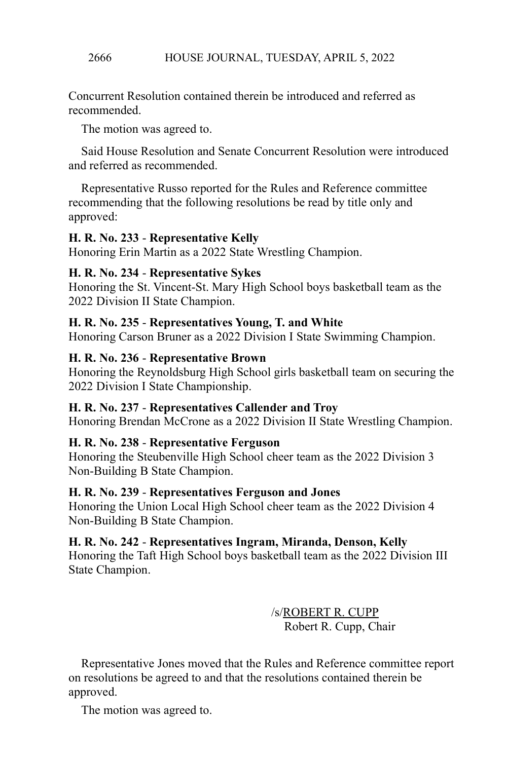Concurrent Resolution contained therein be introduced and referred as recommended.

The motion was agreed to.

Said House Resolution and Senate Concurrent Resolution were introduced and referred as recommended.

Representative Russo reported for the Rules and Reference committee recommending that the following resolutions be read by title only and approved:

**H. R. No. 233** - **Representative Kelly**
Honoring Erin Martin as a 2022 State Wrestling Champion.

**H. R. No. 234** - **Representative Sykes**
Honoring the St. Vincent-St. Mary High School boys basketball team as the 2022 Division II State Champion.

**H. R. No. 235** - **Representatives Young, T. and White**
Honoring Carson Bruner as a 2022 Division I State Swimming Champion.

**H. R. No. 236** - **Representative Brown**
Honoring the Reynoldsburg High School girls basketball team on securing the 2022 Division I State Championship.

**H. R. No. 237** - **Representatives Callender and Troy**
Honoring Brendan McCrone as a 2022 Division II State Wrestling Champion.

**H. R. No. 238** - **Representative Ferguson**
Honoring the Steubenville High School cheer team as the 2022 Division 3 Non-Building B State Champion.

**H. R. No. 239** - **Representatives Ferguson and Jones**
Honoring the Union Local High School cheer team as the 2022 Division 4 Non-Building B State Champion.

**H. R. No. 242** - **Representatives Ingram, Miranda, Denson, Kelly**
Honoring the Taft High School boys basketball team as the 2022 Division III State Champion.

/s/ROBERT R. CUPP
Robert R. Cupp, Chair

Representative Jones moved that the Rules and Reference committee report on resolutions be agreed to and that the resolutions contained therein be approved.

The motion was agreed to.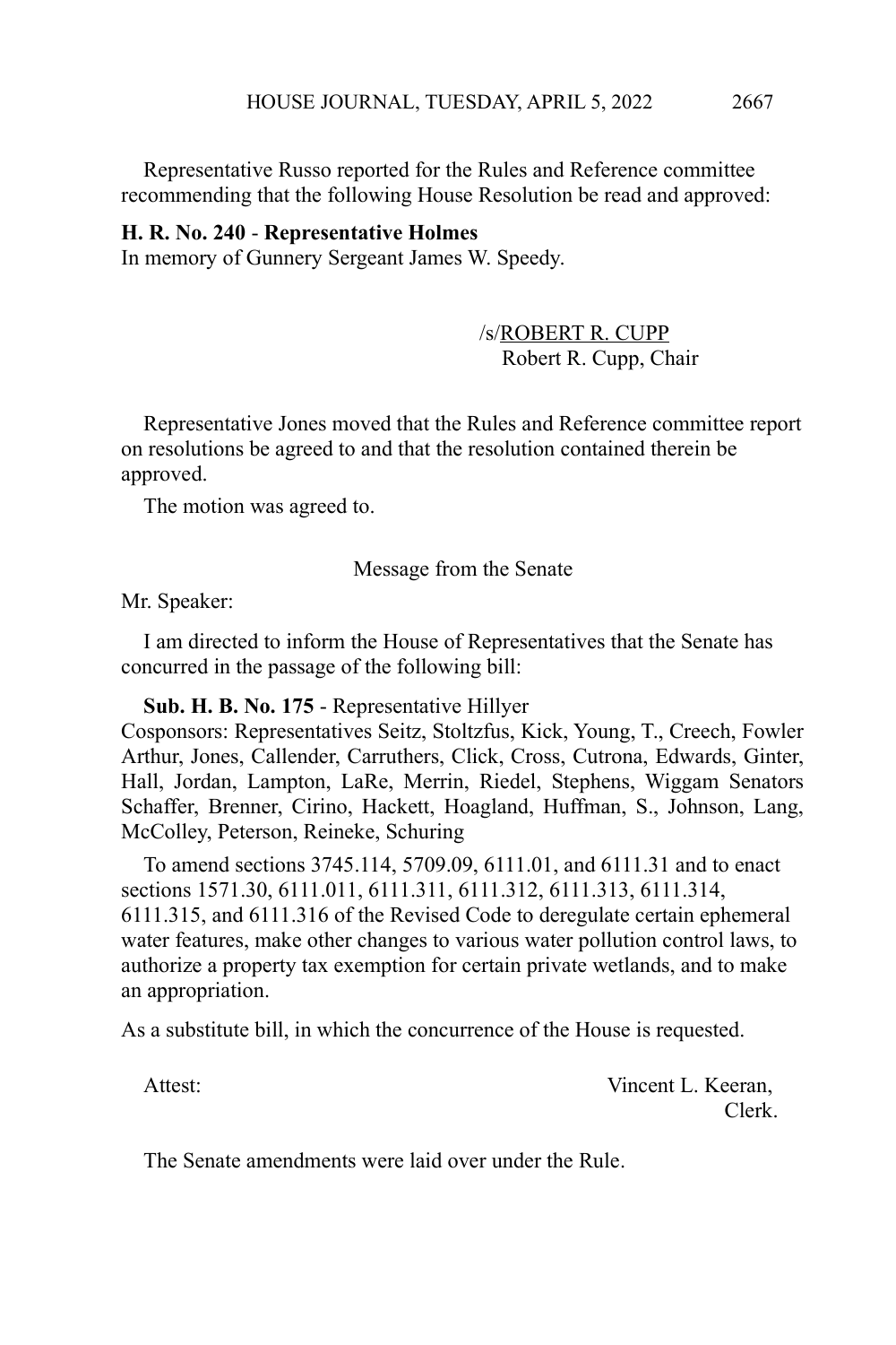Representative Russo reported for the Rules and Reference committee recommending that the following House Resolution be read and approved:

**H. R. No. 240** - **Representative Holmes**
In memory of Gunnery Sergeant James W. Speedy.

/s/ROBERT R. CUPP
Robert R. Cupp, Chair

Representative Jones moved that the Rules and Reference committee report on resolutions be agreed to and that the resolution contained therein be approved.

The motion was agreed to.

Message from the Senate

Mr. Speaker:

I am directed to inform the House of Representatives that the Senate has concurred in the passage of the following bill:

**Sub. H. B. No. 175** - Representative Hillyer
Cosponsors: Representatives Seitz, Stoltzfus, Kick, Young, T., Creech, Fowler Arthur, Jones, Callender, Carruthers, Click, Cross, Cutrona, Edwards, Ginter, Hall, Jordan, Lampton, LaRe, Merrin, Riedel, Stephens, Wiggam Senators Schaffer, Brenner, Cirino, Hackett, Hoagland, Huffman, S., Johnson, Lang, McColley, Peterson, Reineke, Schuring

To amend sections 3745.114, 5709.09, 6111.01, and 6111.31 and to enact sections 1571.30, 6111.011, 6111.311, 6111.312, 6111.313, 6111.314, 6111.315, and 6111.316 of the Revised Code to deregulate certain ephemeral water features, make other changes to various water pollution control laws, to authorize a property tax exemption for certain private wetlands, and to make an appropriation.

As a substitute bill, in which the concurrence of the House is requested.

Attest: Vincent L. Keeran,
Clerk.

The Senate amendments were laid over under the Rule.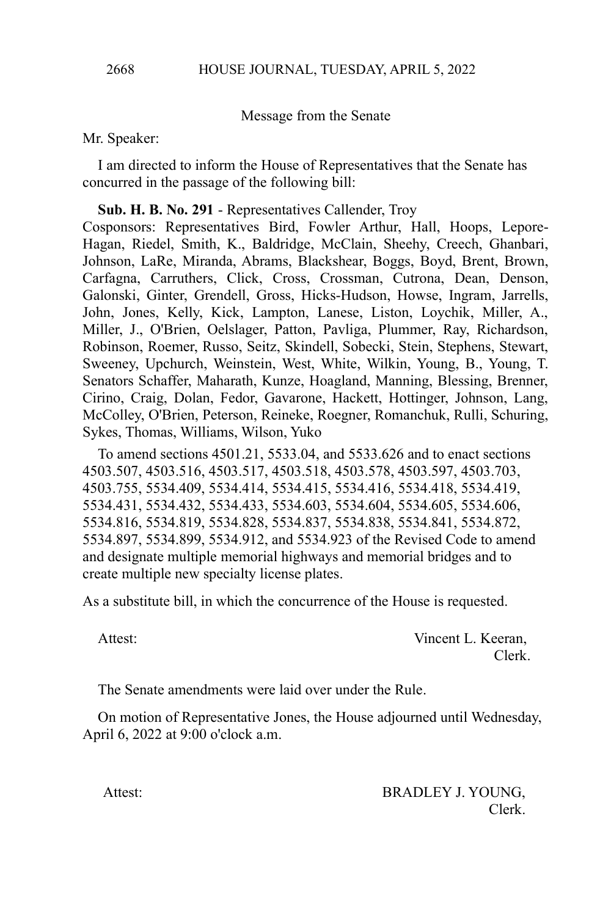Message from the Senate

Mr. Speaker:

I am directed to inform the House of Representatives that the Senate has concurred in the passage of the following bill:

**Sub. H. B. No. 291** - Representatives Callender, Troy
Cosponsors: Representatives Bird, Fowler Arthur, Hall, Hoops, Lepore-Hagan, Riedel, Smith, K., Baldridge, McClain, Sheehy, Creech, Ghanbari, Johnson, LaRe, Miranda, Abrams, Blackshear, Boggs, Boyd, Brent, Brown, Carfagna, Carruthers, Click, Cross, Crossman, Cutrona, Dean, Denson, Galonski, Ginter, Grendell, Gross, Hicks-Hudson, Howse, Ingram, Jarrells, John, Jones, Kelly, Kick, Lampton, Lanese, Liston, Loychik, Miller, A., Miller, J., O'Brien, Oelslager, Patton, Pavliga, Plummer, Ray, Richardson, Robinson, Roemer, Russo, Seitz, Skindell, Sobecki, Stein, Stephens, Stewart, Sweeney, Upchurch, Weinstein, West, White, Wilkin, Young, B., Young, T. Senators Schaffer, Maharath, Kunze, Hoagland, Manning, Blessing, Brenner, Cirino, Craig, Dolan, Fedor, Gavarone, Hackett, Hottinger, Johnson, Lang, McColley, O'Brien, Peterson, Reineke, Roegner, Romanchuk, Rulli, Schuring, Sykes, Thomas, Williams, Wilson, Yuko

To amend sections 4501.21, 5533.04, and 5533.626 and to enact sections 4503.507, 4503.516, 4503.517, 4503.518, 4503.578, 4503.597, 4503.703, 4503.755, 5534.409, 5534.414, 5534.415, 5534.416, 5534.418, 5534.419, 5534.431, 5534.432, 5534.433, 5534.603, 5534.604, 5534.605, 5534.606, 5534.816, 5534.819, 5534.828, 5534.837, 5534.838, 5534.841, 5534.872, 5534.897, 5534.899, 5534.912, and 5534.923 of the Revised Code to amend and designate multiple memorial highways and memorial bridges and to create multiple new specialty license plates.

As a substitute bill, in which the concurrence of the House is requested.

Attest: Vincent L. Keeran,
Clerk.

The Senate amendments were laid over under the Rule.

On motion of Representative Jones, the House adjourned until Wednesday, April 6, 2022 at 9:00 o'clock a.m.

Attest: BRADLEY J. YOUNG,
Clerk.